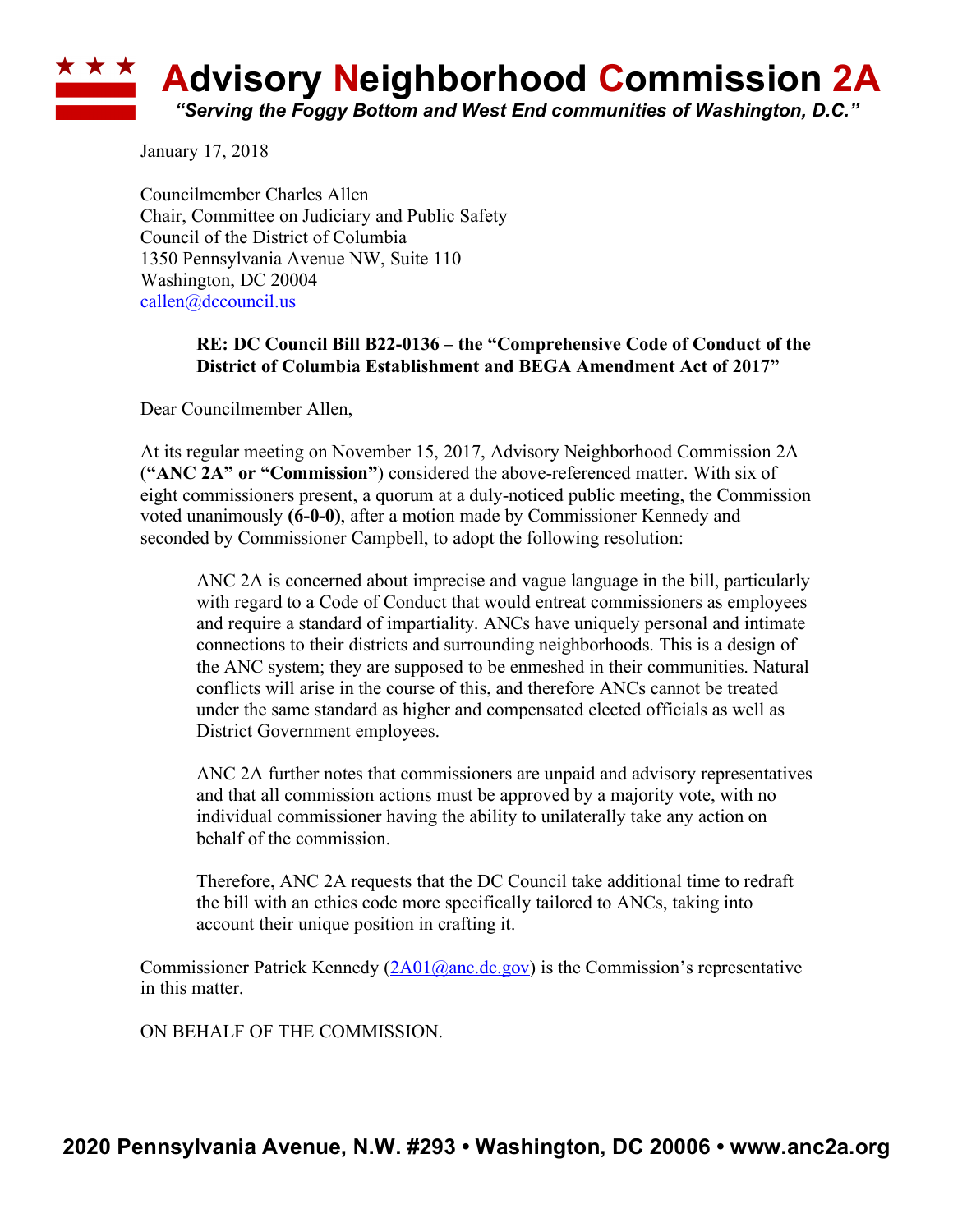# Advisory Neighborhood Commission 2A

*"Serving the Foggy Bottom and West End communities of Washington, D.C."*

January 17, 2018

Councilmember Charles Allen
Chair, Committee on Judiciary and Public Safety
Council of the District of Columbia
1350 Pennsylvania Avenue NW, Suite 110
Washington, DC 20004
callen@dccouncil.us

**RE: DC Council Bill B22-0136 – the "Comprehensive Code of Conduct of the District of Columbia Establishment and BEGA Amendment Act of 2017"**

Dear Councilmember Allen,

At its regular meeting on November 15, 2017, Advisory Neighborhood Commission 2A (**"ANC 2A" or "Commission"**) considered the above-referenced matter. With six of eight commissioners present, a quorum at a duly-noticed public meeting, the Commission voted unanimously **(6-0-0)**, after a motion made by Commissioner Kennedy and seconded by Commissioner Campbell, to adopt the following resolution:

> ANC 2A is concerned about imprecise and vague language in the bill, particularly with regard to a Code of Conduct that would entreat commissioners as employees and require a standard of impartiality. ANCs have uniquely personal and intimate connections to their districts and surrounding neighborhoods. This is a design of the ANC system; they are supposed to be enmeshed in their communities. Natural conflicts will arise in the course of this, and therefore ANCs cannot be treated under the same standard as higher and compensated elected officials as well as District Government employees.
>
> ANC 2A further notes that commissioners are unpaid and advisory representatives and that all commission actions must be approved by a majority vote, with no individual commissioner having the ability to unilaterally take any action on behalf of the commission.
>
> Therefore, ANC 2A requests that the DC Council take additional time to redraft the bill with an ethics code more specifically tailored to ANCs, taking into account their unique position in crafting it.

Commissioner Patrick Kennedy (2A01@anc.dc.gov) is the Commission's representative in this matter.

ON BEHALF OF THE COMMISSION.

**2020 Pennsylvania Avenue, N.W. #293 • Washington, DC 20006 • www.anc2a.org**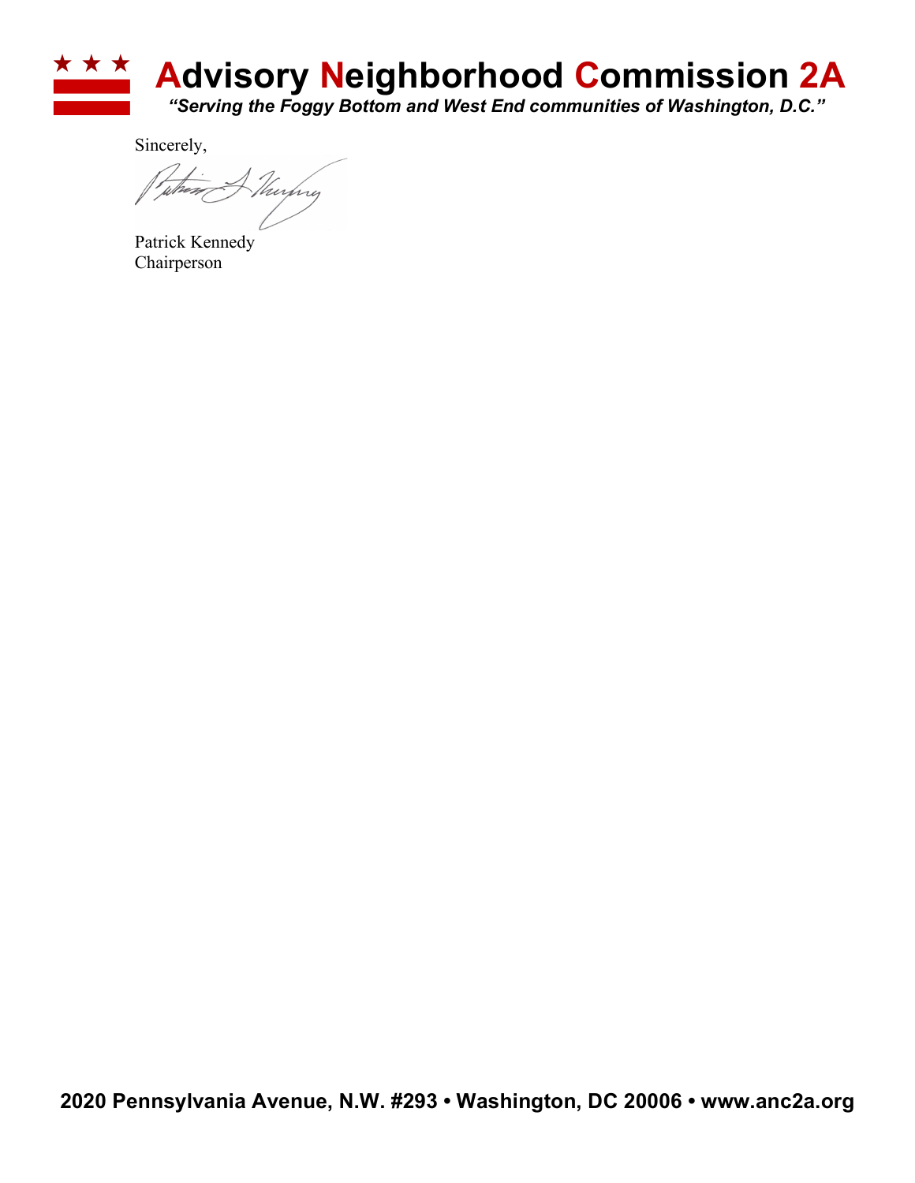Sincerely,

Patrick Kennedy
Chairperson